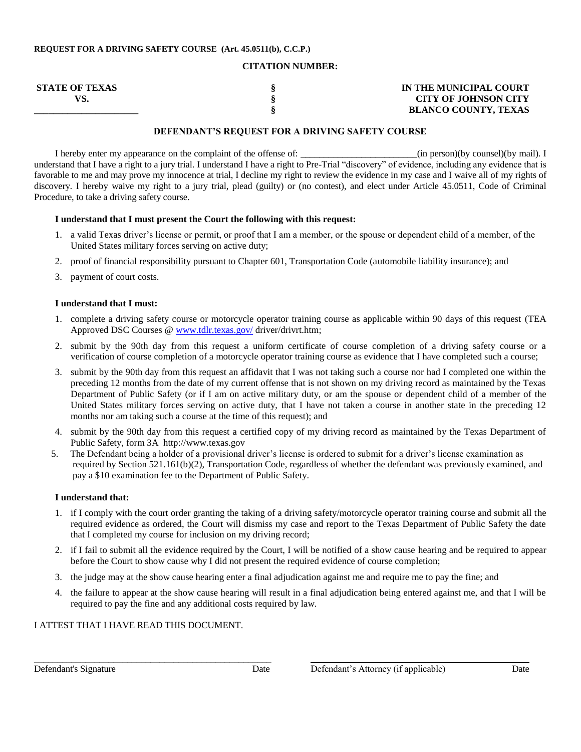**REQUEST FOR A DRIVING SAFETY COURSE (Art. 45.0511(b), C.C.P.)**

**CITATION NUMBER:**

| | | |
|---|---|---|
| **STATE OF TEXAS** | **§** | **IN THE MUNICIPAL COURT** |
| **VS.** | **§** | **CITY OF JOHNSON CITY** |
| **\_\_\_\_\_\_\_\_\_\_\_\_\_\_\_\_\_\_\_\_\_\_** | **§** | **BLANCO COUNTY, TEXAS** |

**DEFENDANT'S REQUEST FOR A DRIVING SAFETY COURSE**

I hereby enter my appearance on the complaint of the offense of: \_\_\_\_\_\_\_\_\_\_\_\_\_\_\_\_\_\_\_\_\_\_\_\_\_(in person)(by counsel)(by mail). I understand that I have a right to a jury trial. I understand I have a right to Pre-Trial "discovery" of evidence, including any evidence that is favorable to me and may prove my innocence at trial, I decline my right to review the evidence in my case and I waive all of my rights of discovery. I hereby waive my right to a jury trial, plead (guilty) or (no contest), and elect under Article 45.0511, Code of Criminal Procedure, to take a driving safety course.

**I understand that I must present the Court the following with this request:**

1. a valid Texas driver's license or permit, or proof that I am a member, or the spouse or dependent child of a member, of the United States military forces serving on active duty;
2. proof of financial responsibility pursuant to Chapter 601, Transportation Code (automobile liability insurance); and
3. payment of court costs.

**I understand that I must:**

1. complete a driving safety course or motorcycle operator training course as applicable within 90 days of this request (TEA Approved DSC Courses @ www.tdlr.texas.gov/ driver/drivrt.htm;
2. submit by the 90th day from this request a uniform certificate of course completion of a driving safety course or a verification of course completion of a motorcycle operator training course as evidence that I have completed such a course;
3. submit by the 90th day from this request an affidavit that I was not taking such a course nor had I completed one within the preceding 12 months from the date of my current offense that is not shown on my driving record as maintained by the Texas Department of Public Safety (or if I am on active military duty, or am the spouse or dependent child of a member of the United States military forces serving on active duty, that I have not taken a course in another state in the preceding 12 months nor am taking such a course at the time of this request); and
4. submit by the 90th day from this request a certified copy of my driving record as maintained by the Texas Department of Public Safety, form 3A http://www.texas.gov
5. The Defendant being a holder of a provisional driver's license is ordered to submit for a driver's license examination as required by Section 521.161(b)(2), Transportation Code, regardless of whether the defendant was previously examined, and pay a $10 examination fee to the Department of Public Safety.

**I understand that:**

1. if I comply with the court order granting the taking of a driving safety/motorcycle operator training course and submit all the required evidence as ordered, the Court will dismiss my case and report to the Texas Department of Public Safety the date that I completed my course for inclusion on my driving record;
2. if I fail to submit all the evidence required by the Court, I will be notified of a show cause hearing and be required to appear before the Court to show cause why I did not present the required evidence of course completion;
3. the judge may at the show cause hearing enter a final adjudication against me and require me to pay the fine; and
4. the failure to appear at the show cause hearing will result in a final adjudication being entered against me, and that I will be required to pay the fine and any additional costs required by law.

I ATTEST THAT I HAVE READ THIS DOCUMENT.

\_\_\_\_\_\_\_\_\_\_\_\_\_\_\_\_\_\_\_\_\_\_\_\_\_\_\_\_\_\_\_\_\_\_\_\_\_\_\_\_\_\_\_\_\_\_\_\_\_\_\_\_
Defendant's Signature Date

\_\_\_\_\_\_\_\_\_\_\_\_\_\_\_\_\_\_\_\_\_\_\_\_\_\_\_\_\_\_\_\_\_\_\_\_\_\_\_\_\_\_\_\_\_\_\_\_\_\_\_\_
Defendant's Attorney (if applicable) Date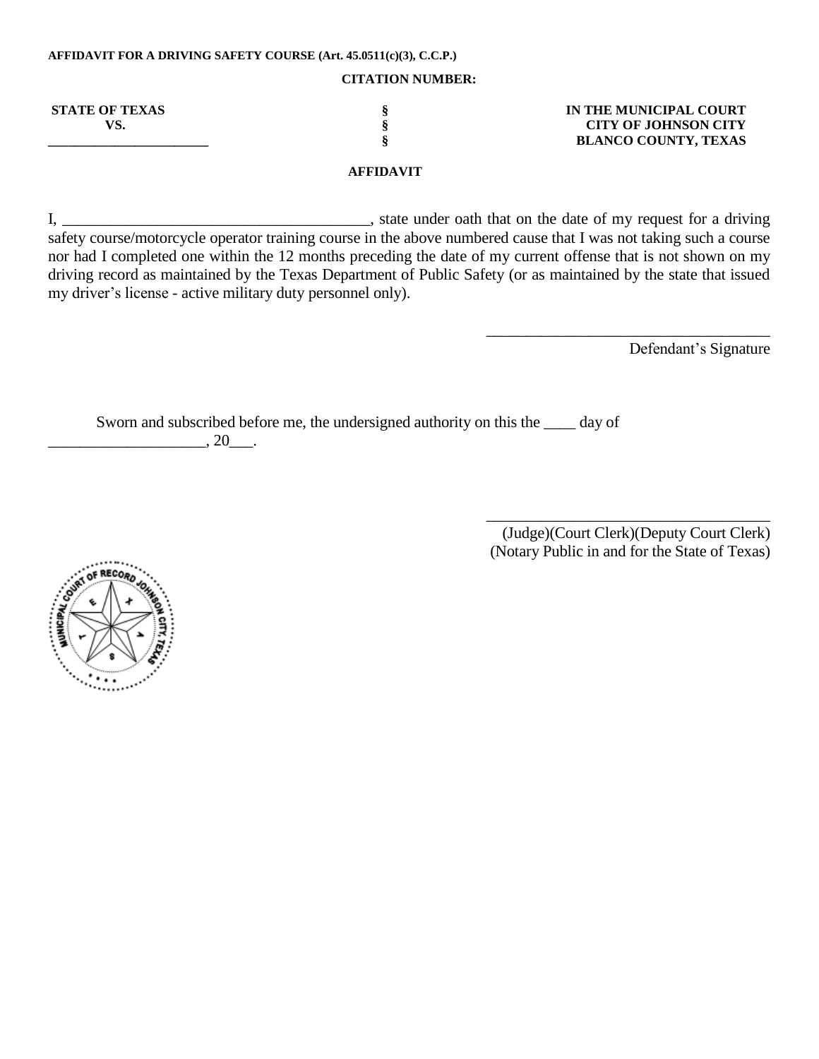**AFFIDAVIT FOR A DRIVING SAFETY COURSE (Art. 45.0511(c)(3), C.C.P.)**

**CITATION NUMBER:**

| | | |
|---|---|---|
| **STATE OF TEXAS** | **§** | **IN THE MUNICIPAL COURT** |
| **VS.** | **§** | **CITY OF JOHNSON CITY** |
| **______________________** | **§** | **BLANCO COUNTY, TEXAS** |

**AFFIDAVIT**

I, _______________________________________, state under oath that on the date of my request for a driving safety course/motorcycle operator training course in the above numbered cause that I was not taking such a course nor had I completed one within the 12 months preceding the date of my current offense that is not shown on my driving record as maintained by the Texas Department of Public Safety (or as maintained by the state that issued my driver's license - active military duty personnel only).

_____________________________________
Defendant's Signature

Sworn and subscribed before me, the undersigned authority on this the ____ day of ____________________, 20___.

_____________________________________
(Judge)(Court Clerk)(Deputy Court Clerk)
(Notary Public in and for the State of Texas)

MUNICIPAL COURT OF RECORD JOHNSON CITY, TEXAS